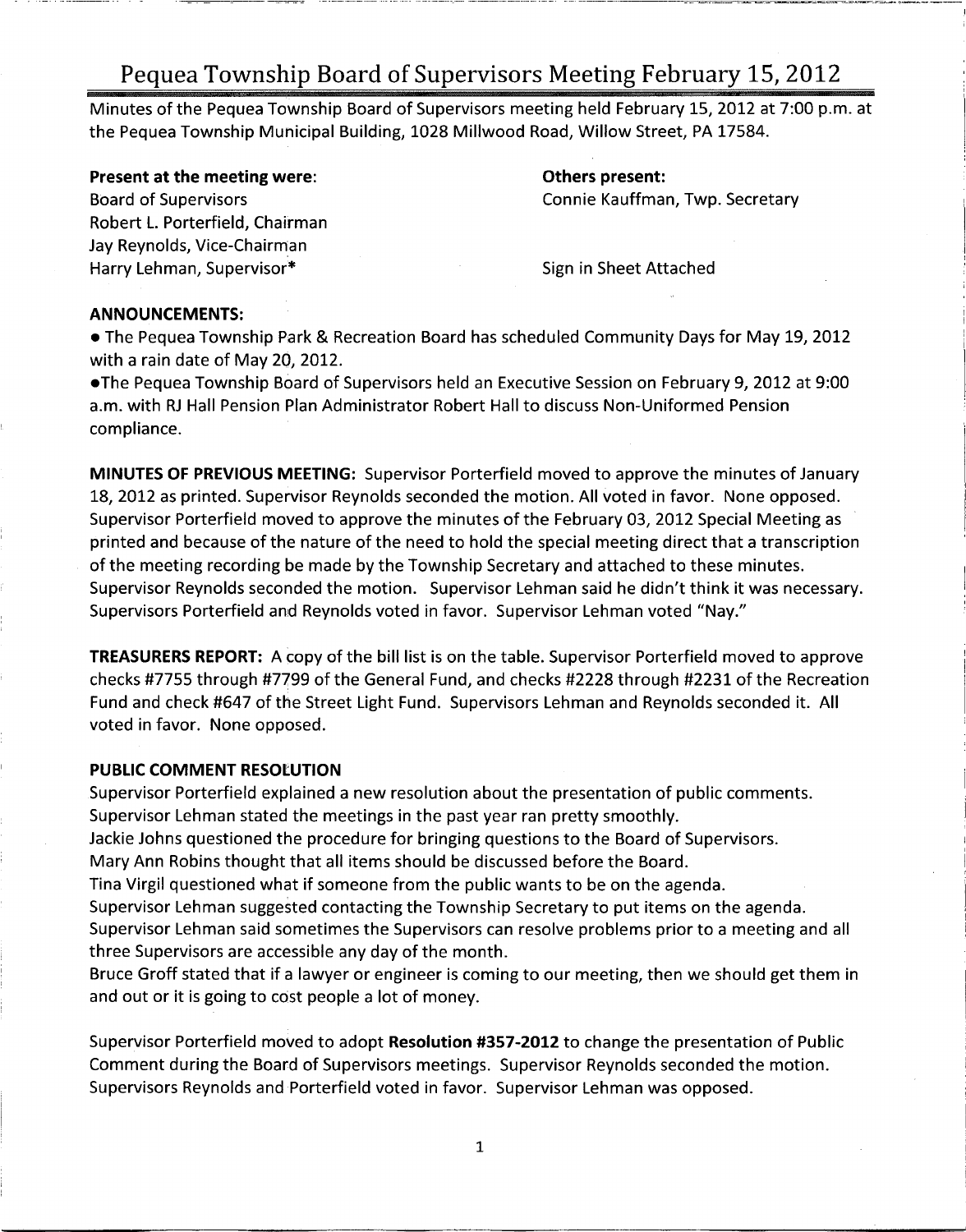# Pequea Township Board of Supervisors Meeting February 15, 2012

Minutes of the Pequea Township Board of Supervisors meeting held February 15, 2012 at 7:00 p.m. at the Pequea Township Municipal Building, 1028 Millwood Road, Willow Street, PA 17584.

**Present at the meeting were:**
Board of Supervisors
Robert L. Porterfield, Chairman
Jay Reynolds, Vice-Chairman
Harry Lehman, Supervisor*

**Others present:**
Connie Kauffman, Twp. Secretary

Sign in Sheet Attached

**ANNOUNCEMENTS:**

- The Pequea Township Park & Recreation Board has scheduled Community Days for May 19, 2012 with a rain date of May 20, 2012.
- The Pequea Township Board of Supervisors held an Executive Session on February 9, 2012 at 9:00 a.m. with RJ Hall Pension Plan Administrator Robert Hall to discuss Non-Uniformed Pension compliance.

**MINUTES OF PREVIOUS MEETING:** Supervisor Porterfield moved to approve the minutes of January 18, 2012 as printed. Supervisor Reynolds seconded the motion. All voted in favor. None opposed. Supervisor Porterfield moved to approve the minutes of the February 03, 2012 Special Meeting as printed and because of the nature of the need to hold the special meeting direct that a transcription of the meeting recording be made by the Township Secretary and attached to these minutes. Supervisor Reynolds seconded the motion. Supervisor Lehman said he didn't think it was necessary. Supervisors Porterfield and Reynolds voted in favor. Supervisor Lehman voted "Nay."

**TREASURERS REPORT:** A copy of the bill list is on the table. Supervisor Porterfield moved to approve checks #7755 through #7799 of the General Fund, and checks #2228 through #2231 of the Recreation Fund and check #647 of the Street Light Fund. Supervisors Lehman and Reynolds seconded it. All voted in favor. None opposed.

**PUBLIC COMMENT RESOLUTION**

Supervisor Porterfield explained a new resolution about the presentation of public comments.
Supervisor Lehman stated the meetings in the past year ran pretty smoothly.
Jackie Johns questioned the procedure for bringing questions to the Board of Supervisors.
Mary Ann Robins thought that all items should be discussed before the Board.
Tina Virgil questioned what if someone from the public wants to be on the agenda.
Supervisor Lehman suggested contacting the Township Secretary to put items on the agenda.
Supervisor Lehman said sometimes the Supervisors can resolve problems prior to a meeting and all three Supervisors are accessible any day of the month.
Bruce Groff stated that if a lawyer or engineer is coming to our meeting, then we should get them in and out or it is going to cost people a lot of money.

Supervisor Porterfield moved to adopt **Resolution #357-2012** to change the presentation of Public Comment during the Board of Supervisors meetings. Supervisor Reynolds seconded the motion. Supervisors Reynolds and Porterfield voted in favor. Supervisor Lehman was opposed.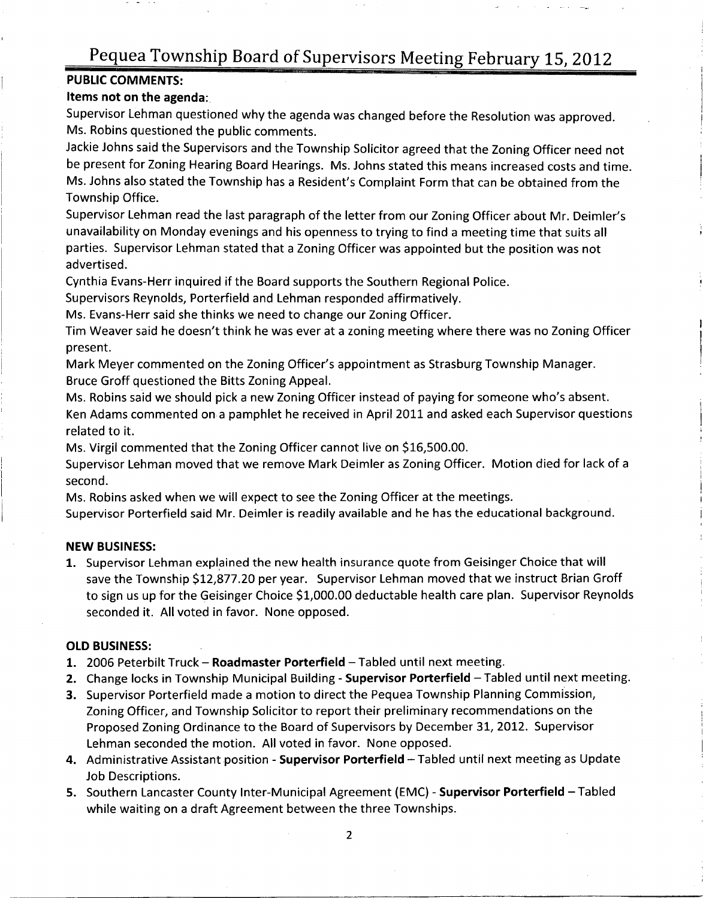# Pequea Township Board of Supervisors Meeting February 15, 2012

**PUBLIC COMMENTS:**

**Items not on the agenda:**

Supervisor Lehman questioned why the agenda was changed before the Resolution was approved.
Ms. Robins questioned the public comments.

Jackie Johns said the Supervisors and the Township Solicitor agreed that the Zoning Officer need not be present for Zoning Hearing Board Hearings. Ms. Johns stated this means increased costs and time. Ms. Johns also stated the Township has a Resident's Complaint Form that can be obtained from the Township Office.

Supervisor Lehman read the last paragraph of the letter from our Zoning Officer about Mr. Deimler's unavailability on Monday evenings and his openness to trying to find a meeting time that suits all parties. Supervisor Lehman stated that a Zoning Officer was appointed but the position was not advertised.

Cynthia Evans-Herr inquired if the Board supports the Southern Regional Police.

Supervisors Reynolds, Porterfield and Lehman responded affirmatively.

Ms. Evans-Herr said she thinks we need to change our Zoning Officer.

Tim Weaver said he doesn't think he was ever at a zoning meeting where there was no Zoning Officer present.

Mark Meyer commented on the Zoning Officer's appointment as Strasburg Township Manager.

Bruce Groff questioned the Bitts Zoning Appeal.

Ms. Robins said we should pick a new Zoning Officer instead of paying for someone who's absent.

Ken Adams commented on a pamphlet he received in April 2011 and asked each Supervisor questions related to it.

Ms. Virgil commented that the Zoning Officer cannot live on $16,500.00.

Supervisor Lehman moved that we remove Mark Deimler as Zoning Officer. Motion died for lack of a second.

Ms. Robins asked when we will expect to see the Zoning Officer at the meetings.

Supervisor Porterfield said Mr. Deimler is readily available and he has the educational background.

**NEW BUSINESS:**

1. Supervisor Lehman explained the new health insurance quote from Geisinger Choice that will save the Township $12,877.20 per year. Supervisor Lehman moved that we instruct Brian Groff to sign us up for the Geisinger Choice $1,000.00 deductable health care plan. Supervisor Reynolds seconded it. All voted in favor. None opposed.

**OLD BUSINESS:**

1. 2006 Peterbilt Truck – **Roadmaster Porterfield** – Tabled until next meeting.
2. Change locks in Township Municipal Building - **Supervisor Porterfield** – Tabled until next meeting.
3. Supervisor Porterfield made a motion to direct the Pequea Township Planning Commission, Zoning Officer, and Township Solicitor to report their preliminary recommendations on the Proposed Zoning Ordinance to the Board of Supervisors by December 31, 2012. Supervisor Lehman seconded the motion. All voted in favor. None opposed.
4. Administrative Assistant position - **Supervisor Porterfield** – Tabled until next meeting as Update Job Descriptions.
5. Southern Lancaster County Inter-Municipal Agreement (EMC) - **Supervisor Porterfield** – Tabled while waiting on a draft Agreement between the three Townships.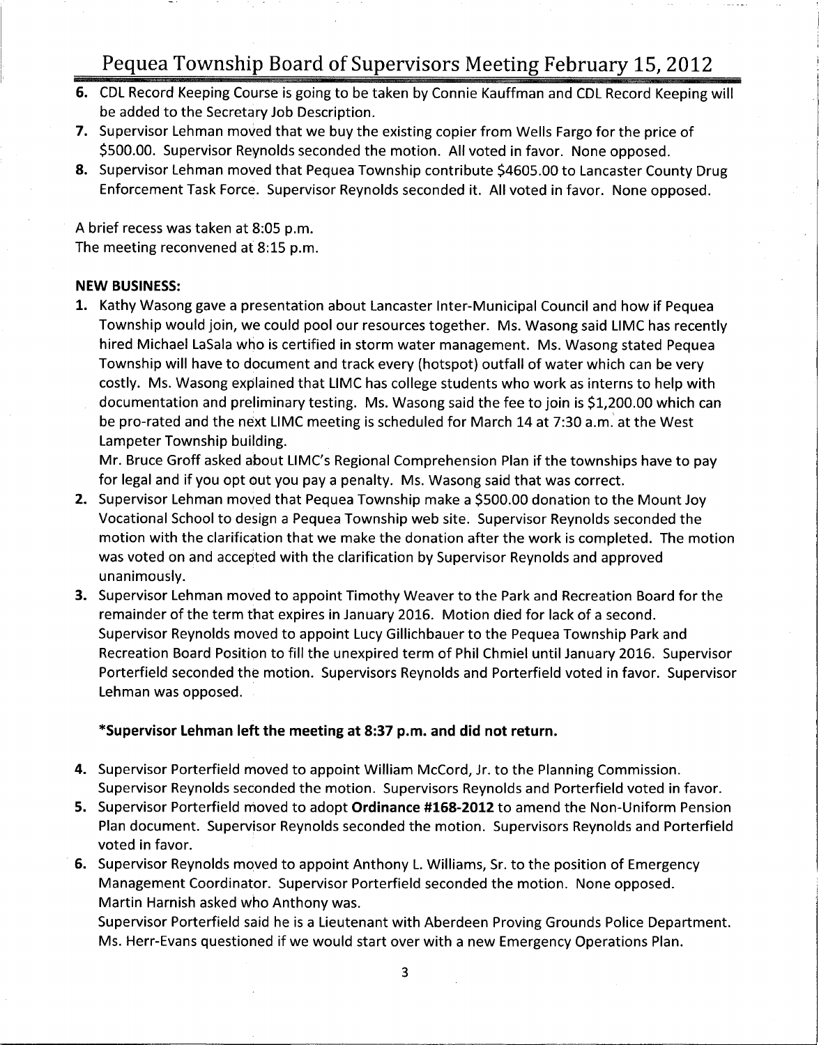6. CDL Record Keeping Course is going to be taken by Connie Kauffman and CDL Record Keeping will be added to the Secretary Job Description.
7. Supervisor Lehman moved that we buy the existing copier from Wells Fargo for the price of $500.00. Supervisor Reynolds seconded the motion. All voted in favor. None opposed.
8. Supervisor Lehman moved that Pequea Township contribute $4605.00 to Lancaster County Drug Enforcement Task Force. Supervisor Reynolds seconded it. All voted in favor. None opposed.

A brief recess was taken at 8:05 p.m.
The meeting reconvened at 8:15 p.m.

**NEW BUSINESS:**

1. Kathy Wasong gave a presentation about Lancaster Inter-Municipal Council and how if Pequea Township would join, we could pool our resources together. Ms. Wasong said LIMC has recently hired Michael LaSala who is certified in storm water management. Ms. Wasong stated Pequea Township will have to document and track every (hotspot) outfall of water which can be very costly. Ms. Wasong explained that LIMC has college students who work as interns to help with documentation and preliminary testing. Ms. Wasong said the fee to join is $1,200.00 which can be pro-rated and the next LIMC meeting is scheduled for March 14 at 7:30 a.m. at the West Lampeter Township building.
   Mr. Bruce Groff asked about LIMC's Regional Comprehension Plan if the townships have to pay for legal and if you opt out you pay a penalty. Ms. Wasong said that was correct.
2. Supervisor Lehman moved that Pequea Township make a $500.00 donation to the Mount Joy Vocational School to design a Pequea Township web site. Supervisor Reynolds seconded the motion with the clarification that we make the donation after the work is completed. The motion was voted on and accepted with the clarification by Supervisor Reynolds and approved unanimously.
3. Supervisor Lehman moved to appoint Timothy Weaver to the Park and Recreation Board for the remainder of the term that expires in January 2016. Motion died for lack of a second.
   Supervisor Reynolds moved to appoint Lucy Gillichbauer to the Pequea Township Park and Recreation Board Position to fill the unexpired term of Phil Chmiel until January 2016. Supervisor Porterfield seconded the motion. Supervisors Reynolds and Porterfield voted in favor. Supervisor Lehman was opposed.

**\*Supervisor Lehman left the meeting at 8:37 p.m. and did not return.**

4. Supervisor Porterfield moved to appoint William McCord, Jr. to the Planning Commission. Supervisor Reynolds seconded the motion. Supervisors Reynolds and Porterfield voted in favor.
5. Supervisor Porterfield moved to adopt **Ordinance #168-2012** to amend the Non-Uniform Pension Plan document. Supervisor Reynolds seconded the motion. Supervisors Reynolds and Porterfield voted in favor.
6. Supervisor Reynolds moved to appoint Anthony L. Williams, Sr. to the position of Emergency Management Coordinator. Supervisor Porterfield seconded the motion. None opposed.
   Martin Harnish asked who Anthony was.
   Supervisor Porterfield said he is a Lieutenant with Aberdeen Proving Grounds Police Department.
   Ms. Herr-Evans questioned if we would start over with a new Emergency Operations Plan.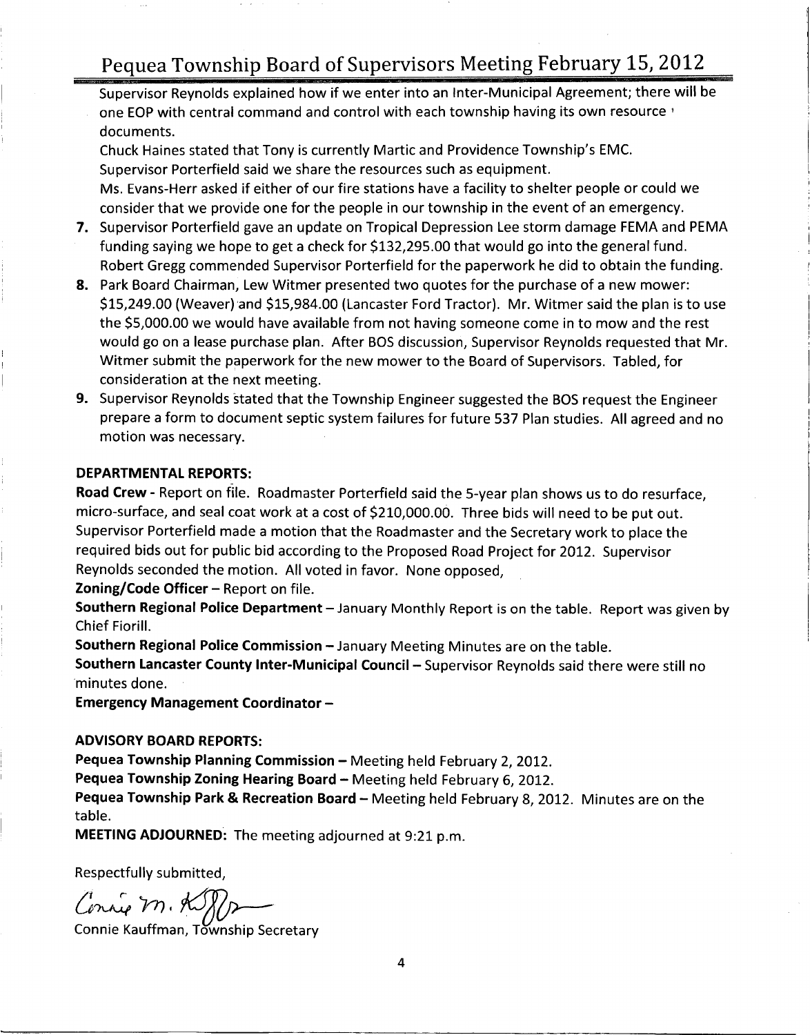Supervisor Reynolds explained how if we enter into an Inter-Municipal Agreement; there will be one EOP with central command and control with each township having its own resource documents.

Chuck Haines stated that Tony is currently Martic and Providence Township's EMC.

Supervisor Porterfield said we share the resources such as equipment.

Ms. Evans-Herr asked if either of our fire stations have a facility to shelter people or could we consider that we provide one for the people in our township in the event of an emergency.

7. Supervisor Porterfield gave an update on Tropical Depression Lee storm damage FEMA and PEMA funding saying we hope to get a check for $132,295.00 that would go into the general fund. Robert Gregg commended Supervisor Porterfield for the paperwork he did to obtain the funding.
8. Park Board Chairman, Lew Witmer presented two quotes for the purchase of a new mower: $15,249.00 (Weaver) and $15,984.00 (Lancaster Ford Tractor). Mr. Witmer said the plan is to use the $5,000.00 we would have available from not having someone come in to mow and the rest would go on a lease purchase plan. After BOS discussion, Supervisor Reynolds requested that Mr. Witmer submit the paperwork for the new mower to the Board of Supervisors. Tabled, for consideration at the next meeting.
9. Supervisor Reynolds stated that the Township Engineer suggested the BOS request the Engineer prepare a form to document septic system failures for future 537 Plan studies. All agreed and no motion was necessary.

**DEPARTMENTAL REPORTS:**

**Road Crew** - Report on file. Roadmaster Porterfield said the 5-year plan shows us to do resurface, micro-surface, and seal coat work at a cost of $210,000.00. Three bids will need to be put out. Supervisor Porterfield made a motion that the Roadmaster and the Secretary work to place the required bids out for public bid according to the Proposed Road Project for 2012. Supervisor Reynolds seconded the motion. All voted in favor. None opposed,

**Zoning/Code Officer** – Report on file.

**Southern Regional Police Department** – January Monthly Report is on the table. Report was given by Chief Fiorill.

**Southern Regional Police Commission** – January Meeting Minutes are on the table.

**Southern Lancaster County Inter-Municipal Council** – Supervisor Reynolds said there were still no minutes done.

**Emergency Management Coordinator** –

**ADVISORY BOARD REPORTS:**

**Pequea Township Planning Commission** – Meeting held February 2, 2012.

**Pequea Township Zoning Hearing Board** – Meeting held February 6, 2012.

**Pequea Township Park & Recreation Board** – Meeting held February 8, 2012. Minutes are on the table.

**MEETING ADJOURNED:** The meeting adjourned at 9:21 p.m.

Respectfully submitted,

Connie M. Kauffman

Connie Kauffman, Township Secretary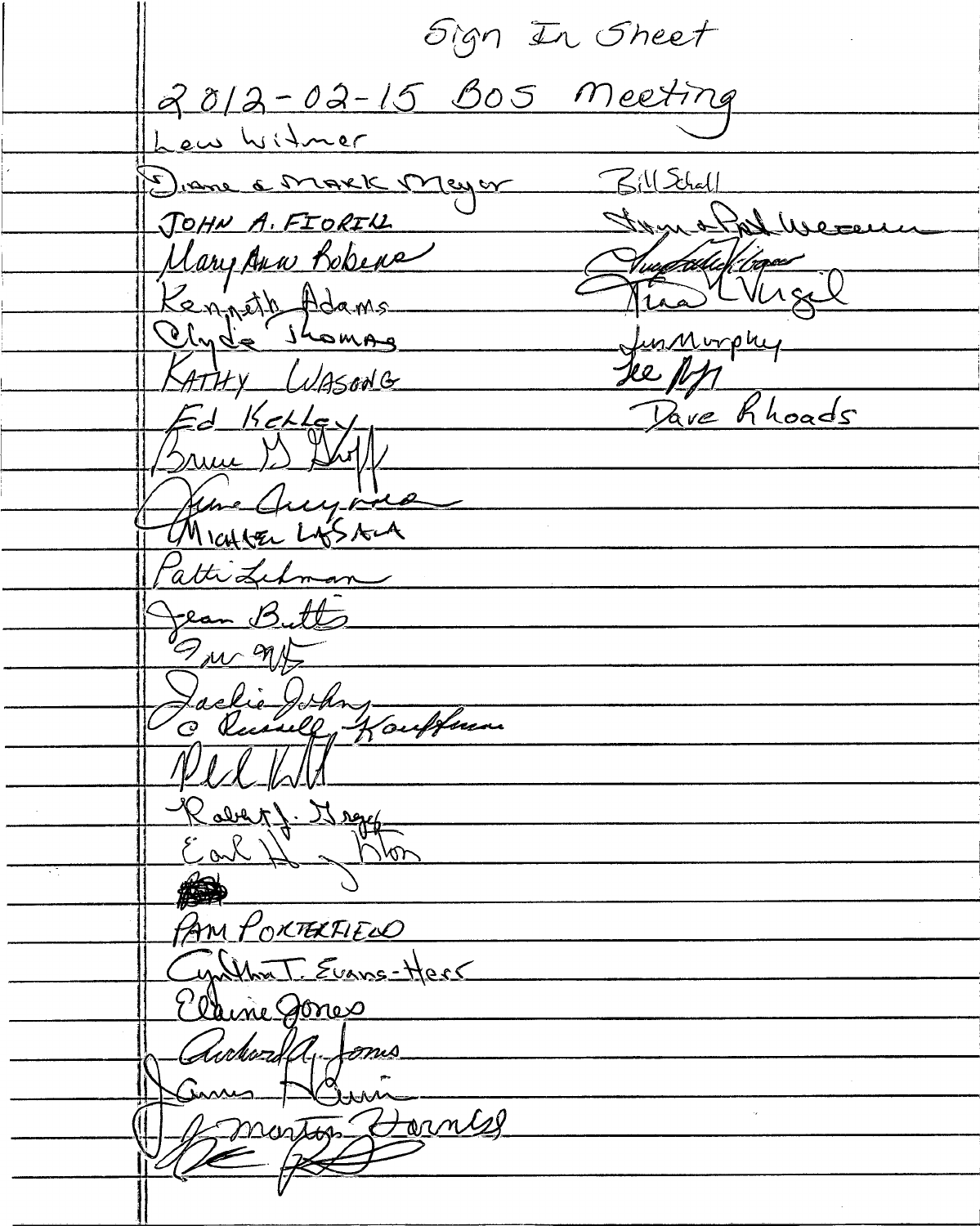# Sign In Sheet

## 2012-02-15 BOS Meeting

Lew Witmer
Diane & Mark Meyer
JOHN A. FIORILL
Mary Ann Robens
Kenneth Adams
Clyde Thomas
KATHY WASONG
Ed Kelley
Bruce G. Groff
June Auyrma
MICHAEL LASALA
Patti Lehman
Jean Butts
Jim MF
Jackie Johns
C Russell Kauffman
Phil Kell
Robert J. Gregg
Earl H. Hinton
PAM PORTERFIELD
Cynthia T. Evans-Herr
Elaine Jones
Richard A. Jones
James Harris
J. Morton Hornby

Bill Schall
Tom & Pat Wezeman
Tina L Virgil
Jim Murphy
Lee P.
Dave Rhoads